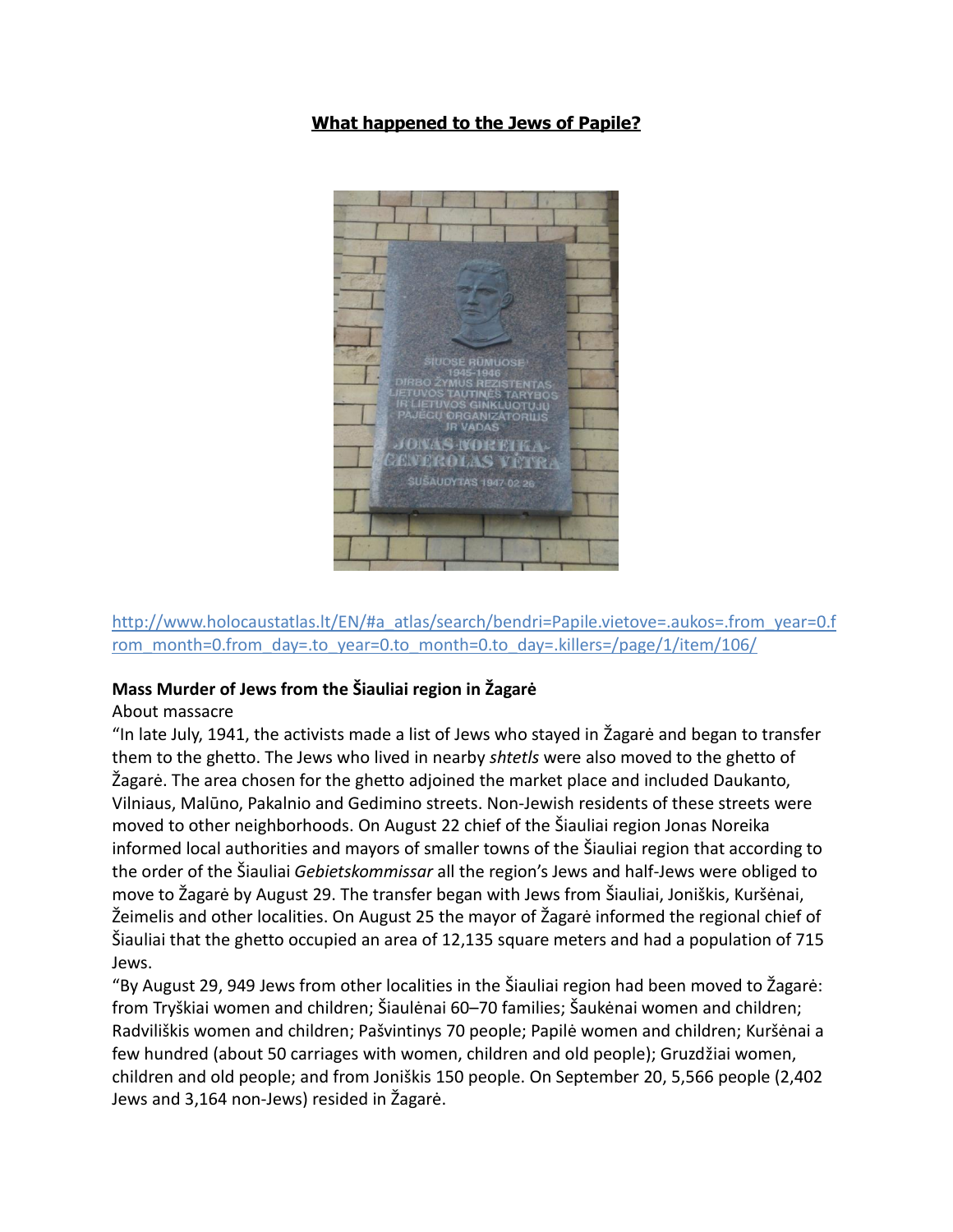**What happened to the Jews of Papile?**

http://www.holocaustatlas.lt/EN/#a_atlas/search/bendri=Papile.vietove=.aukos=.from_year=0.from_month=0.from_day=.to_year=0.to_month=0.to_day=.killers=/page/1/item/106/

**Mass Murder of Jews from the Šiauliai region in Žagarė**

About massacre

"In late July, 1941, the activists made a list of Jews who stayed in Žagarė and began to transfer them to the ghetto. The Jews who lived in nearby *shtetls* were also moved to the ghetto of Žagarė. The area chosen for the ghetto adjoined the market place and included Daukanto, Vilniaus, Malūno, Pakalnio and Gedimino streets. Non-Jewish residents of these streets were moved to other neighborhoods. On August 22 chief of the Šiauliai region Jonas Noreika informed local authorities and mayors of smaller towns of the Šiauliai region that according to the order of the Šiauliai *Gebietskommissar* all the region's Jews and half-Jews were obliged to move to Žagarė by August 29. The transfer began with Jews from Šiauliai, Joniškis, Kuršėnai, Žeimelis and other localities. On August 25 the mayor of Žagarė informed the regional chief of Šiauliai that the ghetto occupied an area of 12,135 square meters and had a population of 715 Jews.

"By August 29, 949 Jews from other localities in the Šiauliai region had been moved to Žagarė: from Tryškiai women and children; Šiaulėnai 60–70 families; Šaukėnai women and children; Radviliškis women and children; Pašvintinys 70 people; Papilė women and children; Kuršėnai a few hundred (about 50 carriages with women, children and old people); Gruzdžiai women, children and old people; and from Joniškis 150 people. On September 20, 5,566 people (2,402 Jews and 3,164 non-Jews) resided in Žagarė.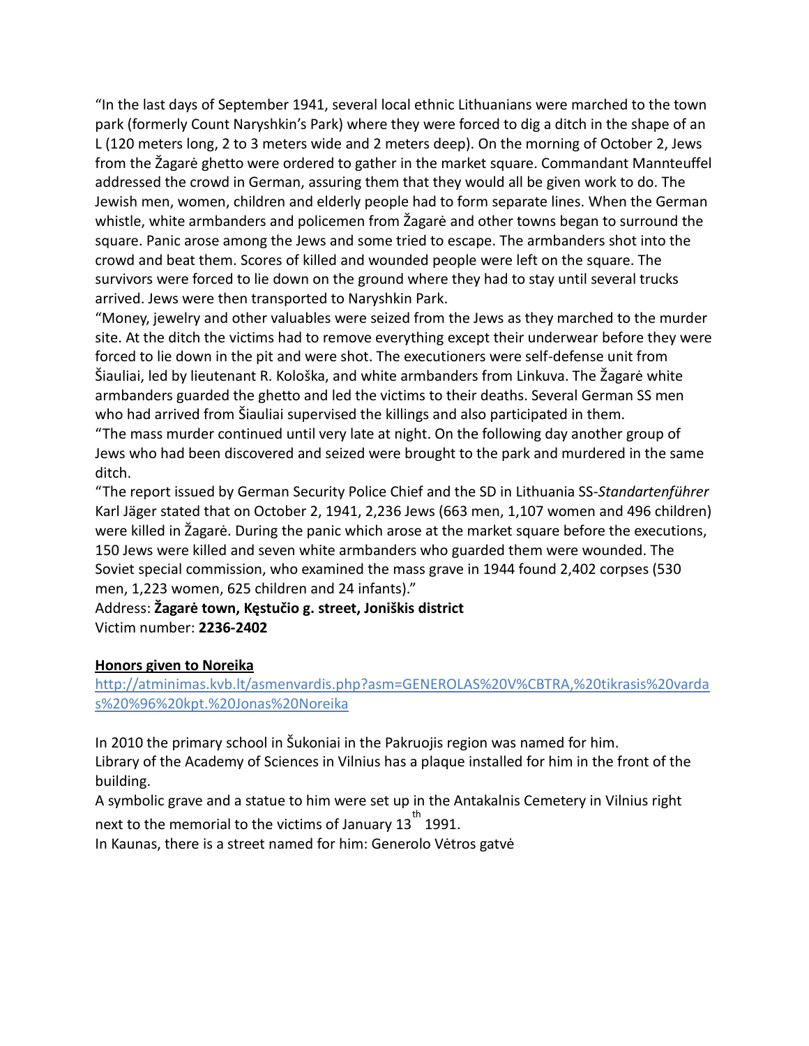"In the last days of September 1941, several local ethnic Lithuanians were marched to the town park (formerly Count Naryshkin's Park) where they were forced to dig a ditch in the shape of an L (120 meters long, 2 to 3 meters wide and 2 meters deep). On the morning of October 2, Jews from the Žagarė ghetto were ordered to gather in the market square. Commandant Mannteuffel addressed the crowd in German, assuring them that they would all be given work to do. The Jewish men, women, children and elderly people had to form separate lines. When the German whistle, white armbanders and policemen from Žagarė and other towns began to surround the square. Panic arose among the Jews and some tried to escape. The armbanders shot into the crowd and beat them. Scores of killed and wounded people were left on the square. The survivors were forced to lie down on the ground where they had to stay until several trucks arrived. Jews were then transported to Naryshkin Park.

"Money, jewelry and other valuables were seized from the Jews as they marched to the murder site. At the ditch the victims had to remove everything except their underwear before they were forced to lie down in the pit and were shot. The executioners were self-defense unit from Šiauliai, led by lieutenant R. Kološka, and white armbanders from Linkuva. The Žagarė white armbanders guarded the ghetto and led the victims to their deaths. Several German SS men who had arrived from Šiauliai supervised the killings and also participated in them.

"The mass murder continued until very late at night. On the following day another group of Jews who had been discovered and seized were brought to the park and murdered in the same ditch.

"The report issued by German Security Police Chief and the SD in Lithuania SS-*Standartenführer* Karl Jäger stated that on October 2, 1941, 2,236 Jews (663 men, 1,107 women and 496 children) were killed in Žagarė. During the panic which arose at the market square before the executions, 150 Jews were killed and seven white armbanders who guarded them were wounded. The Soviet special commission, who examined the mass grave in 1944 found 2,402 corpses (530 men, 1,223 women, 625 children and 24 infants)."

Address: **Žagarė town, Kęstučio g. street, Joniškis district**
Victim number: **2236-2402**

**Honors given to Noreika**

http://atminimas.kvb.lt/asmenvardis.php?asm=GENEROLAS%20V%CBTRA,%20tikrasis%20vardas%20%96%20kpt.%20Jonas%20Noreika

In 2010 the primary school in Šukoniai in the Pakruojis region was named for him.
Library of the Academy of Sciences in Vilnius has a plaque installed for him in the front of the building.
A symbolic grave and a statue to him were set up in the Antakalnis Cemetery in Vilnius right next to the memorial to the victims of January 13th 1991.
In Kaunas, there is a street named for him: Generolo Vėtros gatvė